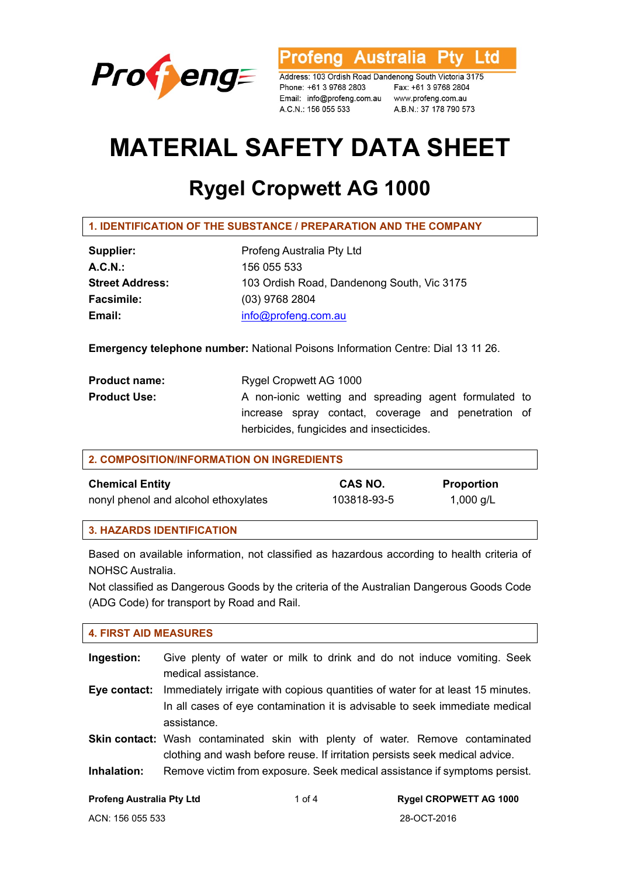Profeng Australia Pty Ltd

Address: 103 Ordish Road Dandenong South Victoria 3175
Phone: +61 3 9768 2803 Fax: +61 3 9768 2804
Email: info@profeng.com.au www.profeng.com.au
A.C.N.: 156 055 533 A.B.N.: 37 178 790 573

# MATERIAL SAFETY DATA SHEET

## Rygel Cropwett AG 1000

### 1. IDENTIFICATION OF THE SUBSTANCE / PREPARATION AND THE COMPANY

**Supplier:** Profeng Australia Pty Ltd
**A.C.N.:** 156 055 533
**Street Address:** 103 Ordish Road, Dandenong South, Vic 3175
**Facsimile:** (03) 9768 2804
**Email:** info@profeng.com.au

**Emergency telephone number:** National Poisons Information Centre: Dial 13 11 26.

**Product name:** Rygel Cropwett AG 1000
**Product Use:** A non-ionic wetting and spreading agent formulated to increase spray contact, coverage and penetration of herbicides, fungicides and insecticides.

### 2. COMPOSITION/INFORMATION ON INGREDIENTS

| Chemical Entity | CAS NO. | Proportion |
|---|---|---|
| nonyl phenol and alcohol ethoxylates | 103818-93-5 | 1,000 g/L |

### 3. HAZARDS IDENTIFICATION

Based on available information, not classified as hazardous according to health criteria of NOHSC Australia.
Not classified as Dangerous Goods by the criteria of the Australian Dangerous Goods Code (ADG Code) for transport by Road and Rail.

### 4. FIRST AID MEASURES

**Ingestion:** Give plenty of water or milk to drink and do not induce vomiting. Seek medical assistance.
**Eye contact:** Immediately irrigate with copious quantities of water for at least 15 minutes. In all cases of eye contamination it is advisable to seek immediate medical assistance.
**Skin contact:** Wash contaminated skin with plenty of water. Remove contaminated clothing and wash before reuse. If irritation persists seek medical advice.
**Inhalation:** Remove victim from exposure. Seek medical assistance if symptoms persist.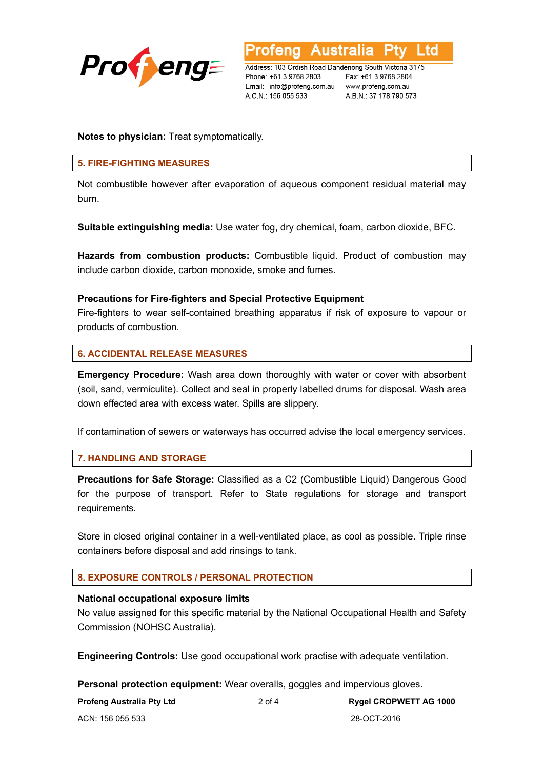**Notes to physician:** Treat symptomatically.

## 5. FIRE-FIGHTING MEASURES

Not combustible however after evaporation of aqueous component residual material may burn.

**Suitable extinguishing media:** Use water fog, dry chemical, foam, carbon dioxide, BFC.

**Hazards from combustion products:** Combustible liquid. Product of combustion may include carbon dioxide, carbon monoxide, smoke and fumes.

**Precautions for Fire-fighters and Special Protective Equipment**
Fire-fighters to wear self-contained breathing apparatus if risk of exposure to vapour or products of combustion.

## 6. ACCIDENTAL RELEASE MEASURES

**Emergency Procedure:** Wash area down thoroughly with water or cover with absorbent (soil, sand, vermiculite). Collect and seal in properly labelled drums for disposal. Wash area down effected area with excess water. Spills are slippery.

If contamination of sewers or waterways has occurred advise the local emergency services.

## 7. HANDLING AND STORAGE

**Precautions for Safe Storage:** Classified as a C2 (Combustible Liquid) Dangerous Good for the purpose of transport. Refer to State regulations for storage and transport requirements.

Store in closed original container in a well-ventilated place, as cool as possible. Triple rinse containers before disposal and add rinsings to tank.

## 8. EXPOSURE CONTROLS / PERSONAL PROTECTION

**National occupational exposure limits**
No value assigned for this specific material by the National Occupational Health and Safety Commission (NOHSC Australia).

**Engineering Controls:** Use good occupational work practise with adequate ventilation.

**Personal protection equipment:** Wear overalls, goggles and impervious gloves.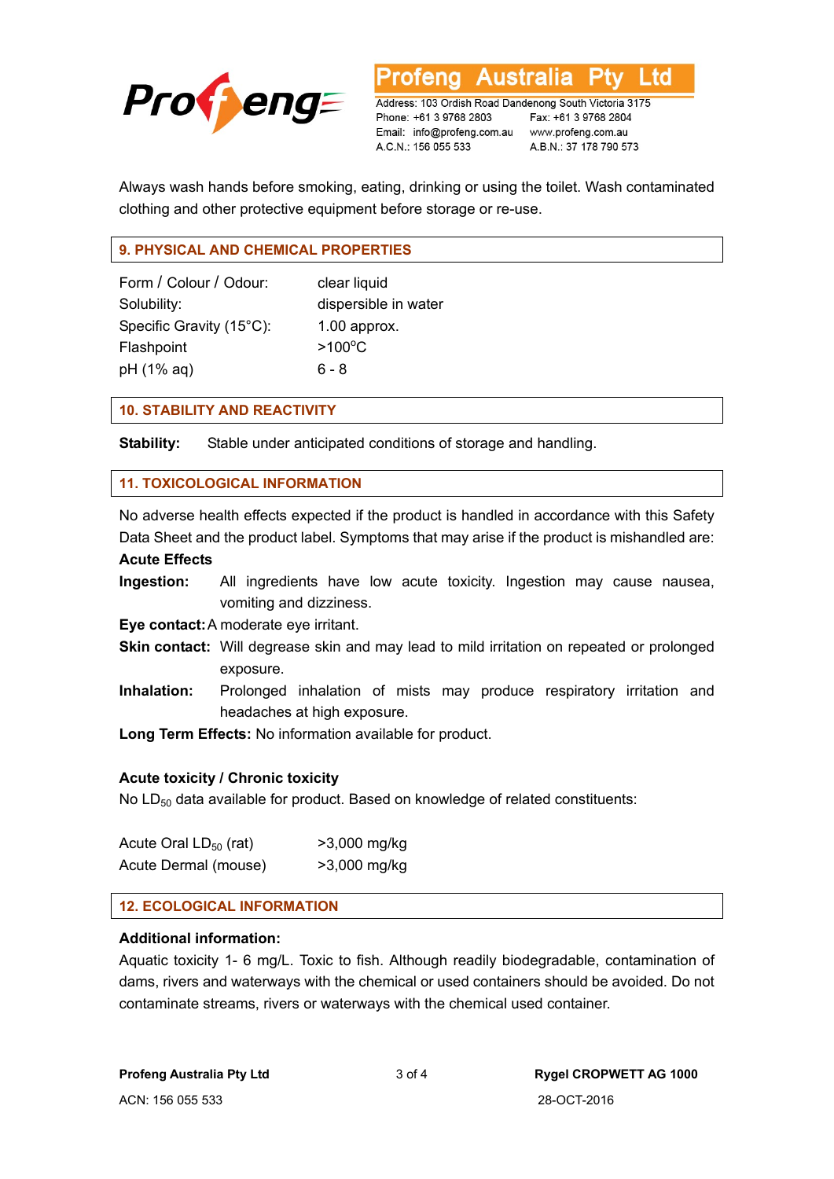Always wash hands before smoking, eating, drinking or using the toilet. Wash contaminated clothing and other protective equipment before storage or re-use.

## 9. PHYSICAL AND CHEMICAL PROPERTIES

| | |
|---|---|
| Form / Colour / Odour: | clear liquid |
| Solubility: | dispersible in water |
| Specific Gravity (15°C): | 1.00 approx. |
| Flashpoint | >100°C |
| pH (1% aq) | 6 - 8 |

## 10. STABILITY AND REACTIVITY

**Stability:** Stable under anticipated conditions of storage and handling.

## 11. TOXICOLOGICAL INFORMATION

No adverse health effects expected if the product is handled in accordance with this Safety Data Sheet and the product label. Symptoms that may arise if the product is mishandled are:

**Acute Effects**

**Ingestion:** All ingredients have low acute toxicity. Ingestion may cause nausea, vomiting and dizziness.

**Eye contact:** A moderate eye irritant.

**Skin contact:** Will degrease skin and may lead to mild irritation on repeated or prolonged exposure.

**Inhalation:** Prolonged inhalation of mists may produce respiratory irritation and headaches at high exposure.

**Long Term Effects:** No information available for product.

**Acute toxicity / Chronic toxicity**

No $LD_{50}$ data available for product. Based on knowledge of related constituents:

| | |
|---|---|
| Acute Oral $LD_{50}$ (rat) | >3,000 mg/kg |
| Acute Dermal (mouse) | >3,000 mg/kg |

## 12. ECOLOGICAL INFORMATION

**Additional information:**

Aquatic toxicity 1- 6 mg/L. Toxic to fish. Although readily biodegradable, contamination of dams, rivers and waterways with the chemical or used containers should be avoided. Do not contaminate streams, rivers or waterways with the chemical used container.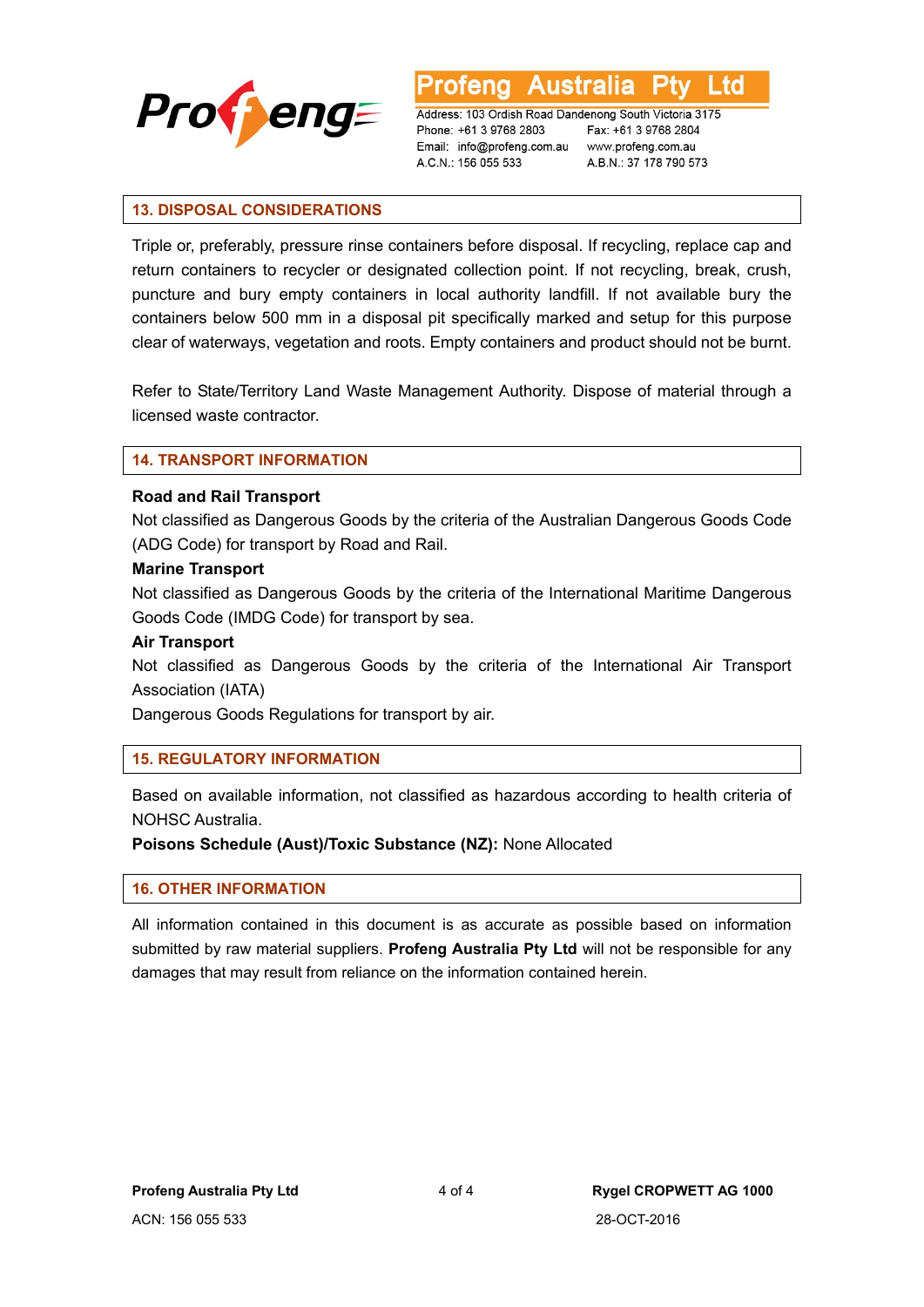## 13. DISPOSAL CONSIDERATIONS

Triple or, preferably, pressure rinse containers before disposal. If recycling, replace cap and return containers to recycler or designated collection point. If not recycling, break, crush, puncture and bury empty containers in local authority landfill. If not available bury the containers below 500 mm in a disposal pit specifically marked and setup for this purpose clear of waterways, vegetation and roots. Empty containers and product should not be burnt.

Refer to State/Territory Land Waste Management Authority. Dispose of material through a licensed waste contractor.

## 14. TRANSPORT INFORMATION

**Road and Rail Transport**

Not classified as Dangerous Goods by the criteria of the Australian Dangerous Goods Code (ADG Code) for transport by Road and Rail.

**Marine Transport**

Not classified as Dangerous Goods by the criteria of the International Maritime Dangerous Goods Code (IMDG Code) for transport by sea.

**Air Transport**

Not classified as Dangerous Goods by the criteria of the International Air Transport Association (IATA)

Dangerous Goods Regulations for transport by air.

## 15. REGULATORY INFORMATION

Based on available information, not classified as hazardous according to health criteria of NOHSC Australia.

**Poisons Schedule (Aust)/Toxic Substance (NZ):** None Allocated

## 16. OTHER INFORMATION

All information contained in this document is as accurate as possible based on information submitted by raw material suppliers. **Profeng Australia Pty Ltd** will not be responsible for any damages that may result from reliance on the information contained herein.